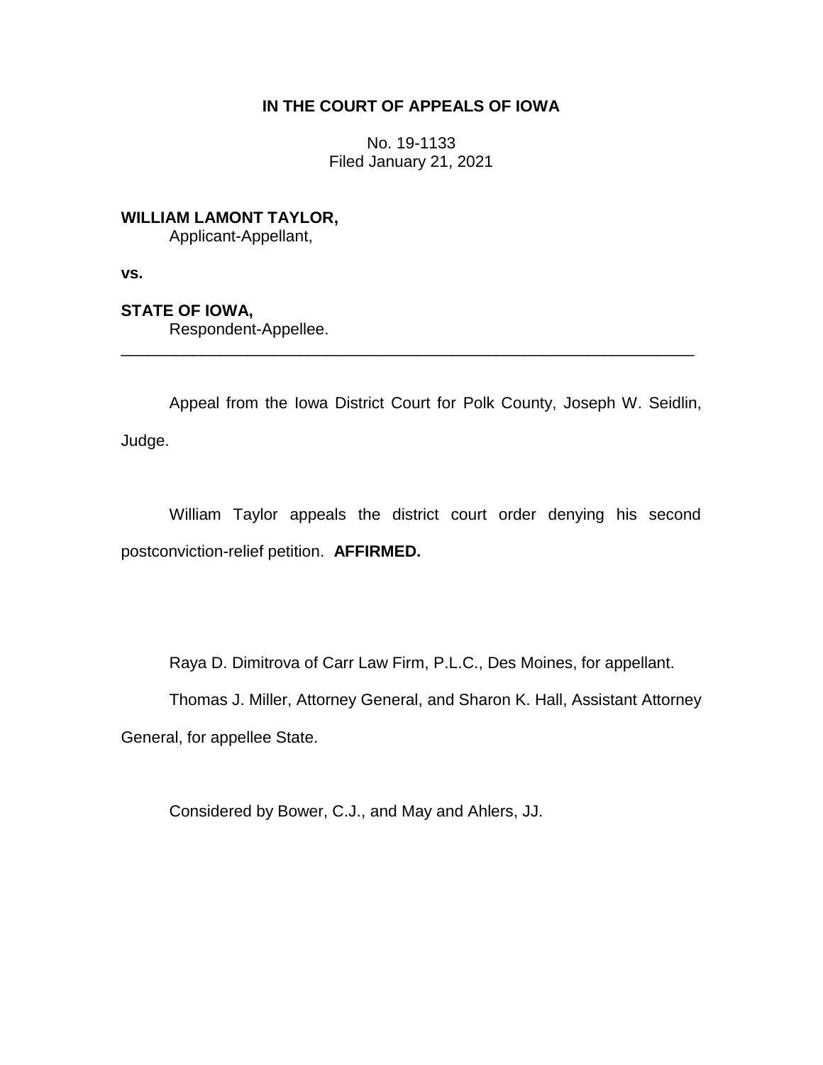# IN THE COURT OF APPEALS OF IOWA

No. 19-1133
Filed January 21, 2021

**WILLIAM LAMONT TAYLOR,**
Applicant-Appellant,

**vs.**

**STATE OF IOWA,**
Respondent-Appellee.

---

Appeal from the Iowa District Court for Polk County, Joseph W. Seidlin, Judge.

William Taylor appeals the district court order denying his second postconviction-relief petition. **AFFIRMED.**

Raya D. Dimitrova of Carr Law Firm, P.L.C., Des Moines, for appellant.

Thomas J. Miller, Attorney General, and Sharon K. Hall, Assistant Attorney General, for appellee State.

Considered by Bower, C.J., and May and Ahlers, JJ.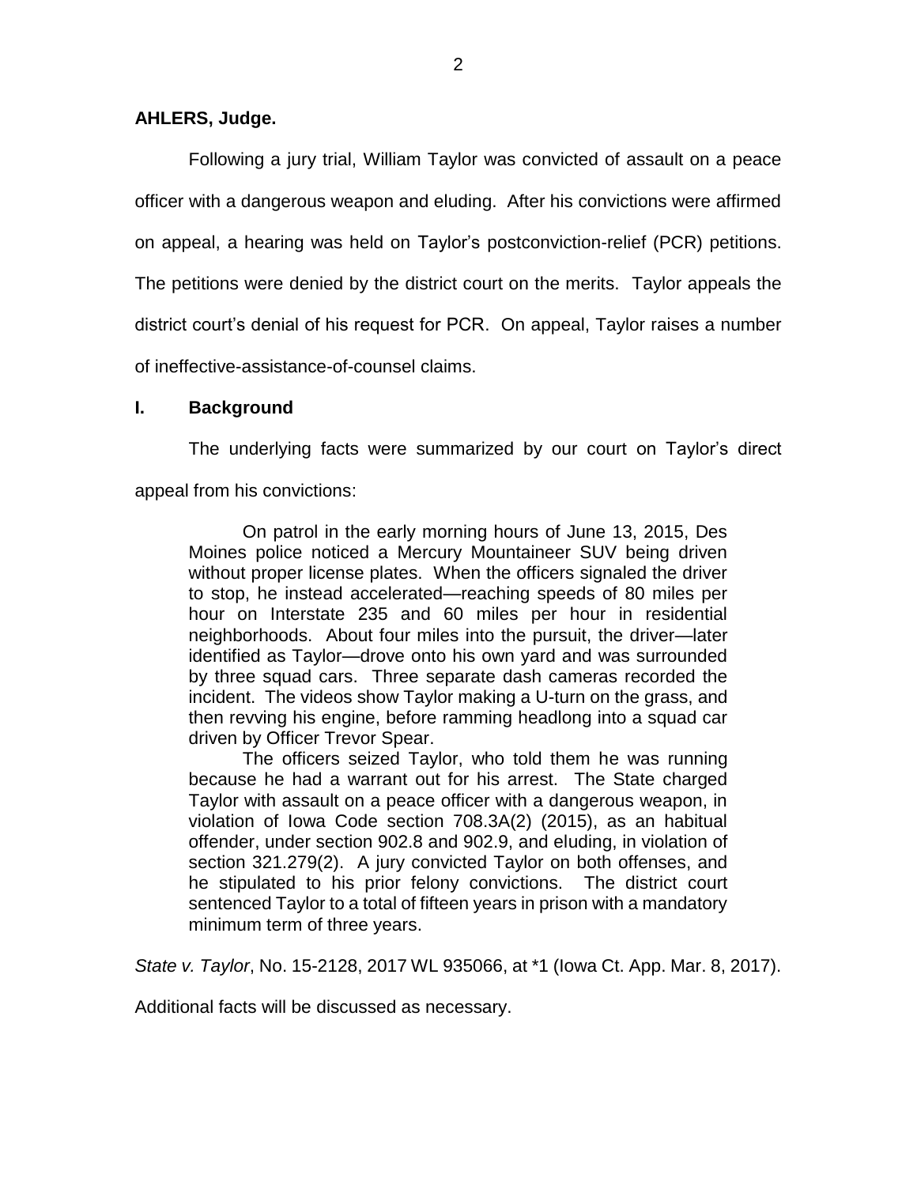**AHLERS, Judge.**

Following a jury trial, William Taylor was convicted of assault on a peace officer with a dangerous weapon and eluding. After his convictions were affirmed on appeal, a hearing was held on Taylor's postconviction-relief (PCR) petitions. The petitions were denied by the district court on the merits. Taylor appeals the district court's denial of his request for PCR. On appeal, Taylor raises a number of ineffective-assistance-of-counsel claims.

## I. Background

The underlying facts were summarized by our court on Taylor's direct appeal from his convictions:

> On patrol in the early morning hours of June 13, 2015, Des Moines police noticed a Mercury Mountaineer SUV being driven without proper license plates. When the officers signaled the driver to stop, he instead accelerated—reaching speeds of 80 miles per hour on Interstate 235 and 60 miles per hour in residential neighborhoods. About four miles into the pursuit, the driver—later identified as Taylor—drove onto his own yard and was surrounded by three squad cars. Three separate dash cameras recorded the incident. The videos show Taylor making a U-turn on the grass, and then revving his engine, before ramming headlong into a squad car driven by Officer Trevor Spear.
>
> The officers seized Taylor, who told them he was running because he had a warrant out for his arrest. The State charged Taylor with assault on a peace officer with a dangerous weapon, in violation of Iowa Code section 708.3A(2) (2015), as an habitual offender, under section 902.8 and 902.9, and eluding, in violation of section 321.279(2). A jury convicted Taylor on both offenses, and he stipulated to his prior felony convictions. The district court sentenced Taylor to a total of fifteen years in prison with a mandatory minimum term of three years.

*State v. Taylor*, No. 15-2128, 2017 WL 935066, at *1 (Iowa Ct. App. Mar. 8, 2017).

Additional facts will be discussed as necessary.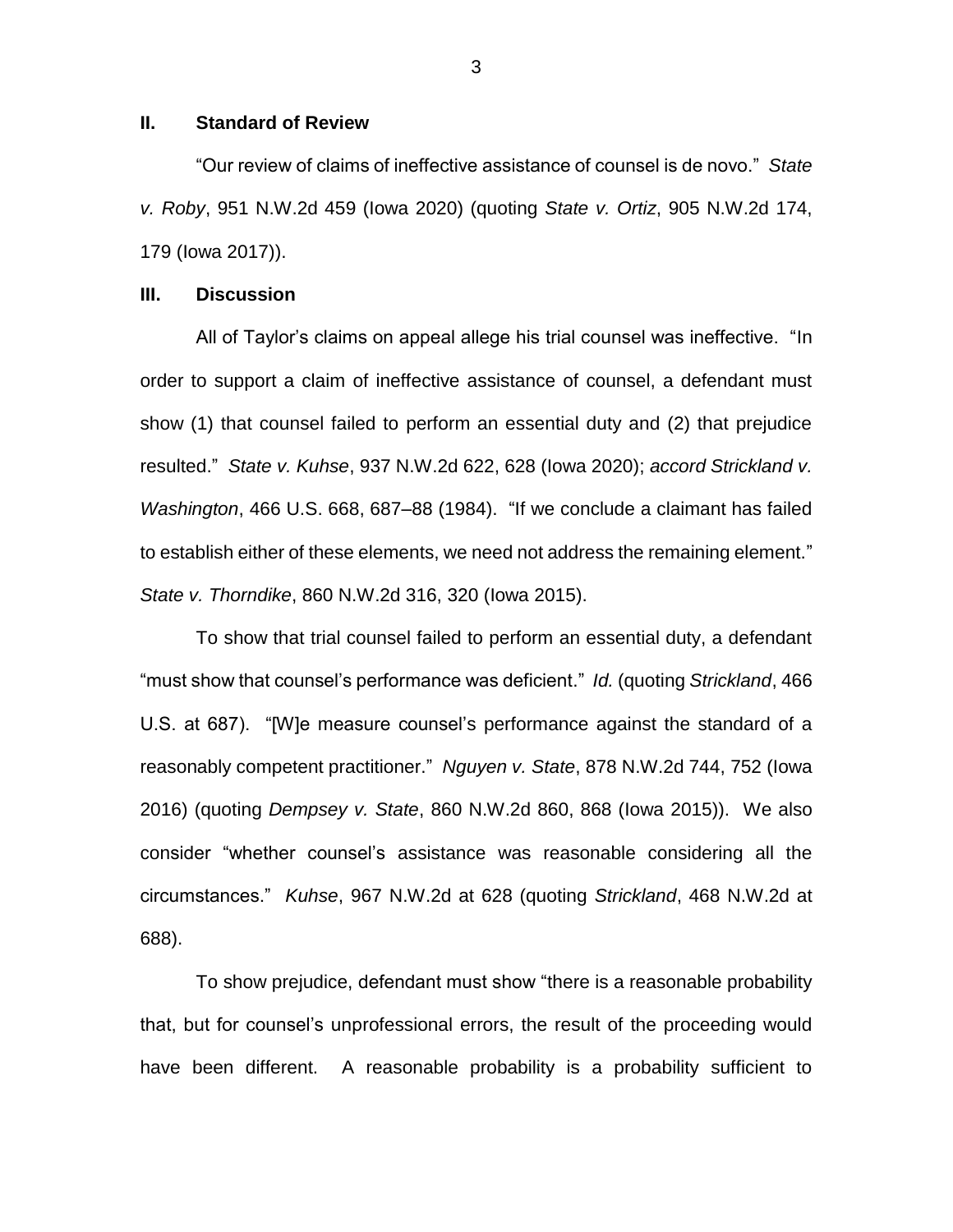## II. Standard of Review

"Our review of claims of ineffective assistance of counsel is de novo." *State v. Roby*, 951 N.W.2d 459 (Iowa 2020) (quoting *State v. Ortiz*, 905 N.W.2d 174, 179 (Iowa 2017)).

## III. Discussion

All of Taylor's claims on appeal allege his trial counsel was ineffective. "In order to support a claim of ineffective assistance of counsel, a defendant must show (1) that counsel failed to perform an essential duty and (2) that prejudice resulted." *State v. Kuhse*, 937 N.W.2d 622, 628 (Iowa 2020); *accord Strickland v. Washington*, 466 U.S. 668, 687–88 (1984). "If we conclude a claimant has failed to establish either of these elements, we need not address the remaining element." *State v. Thorndike*, 860 N.W.2d 316, 320 (Iowa 2015).

To show that trial counsel failed to perform an essential duty, a defendant "must show that counsel's performance was deficient." *Id.* (quoting *Strickland*, 466 U.S. at 687). "[W]e measure counsel's performance against the standard of a reasonably competent practitioner." *Nguyen v. State*, 878 N.W.2d 744, 752 (Iowa 2016) (quoting *Dempsey v. State*, 860 N.W.2d 860, 868 (Iowa 2015)). We also consider "whether counsel's assistance was reasonable considering all the circumstances." *Kuhse*, 967 N.W.2d at 628 (quoting *Strickland*, 468 N.W.2d at 688).

To show prejudice, defendant must show "there is a reasonable probability that, but for counsel's unprofessional errors, the result of the proceeding would have been different. A reasonable probability is a probability sufficient to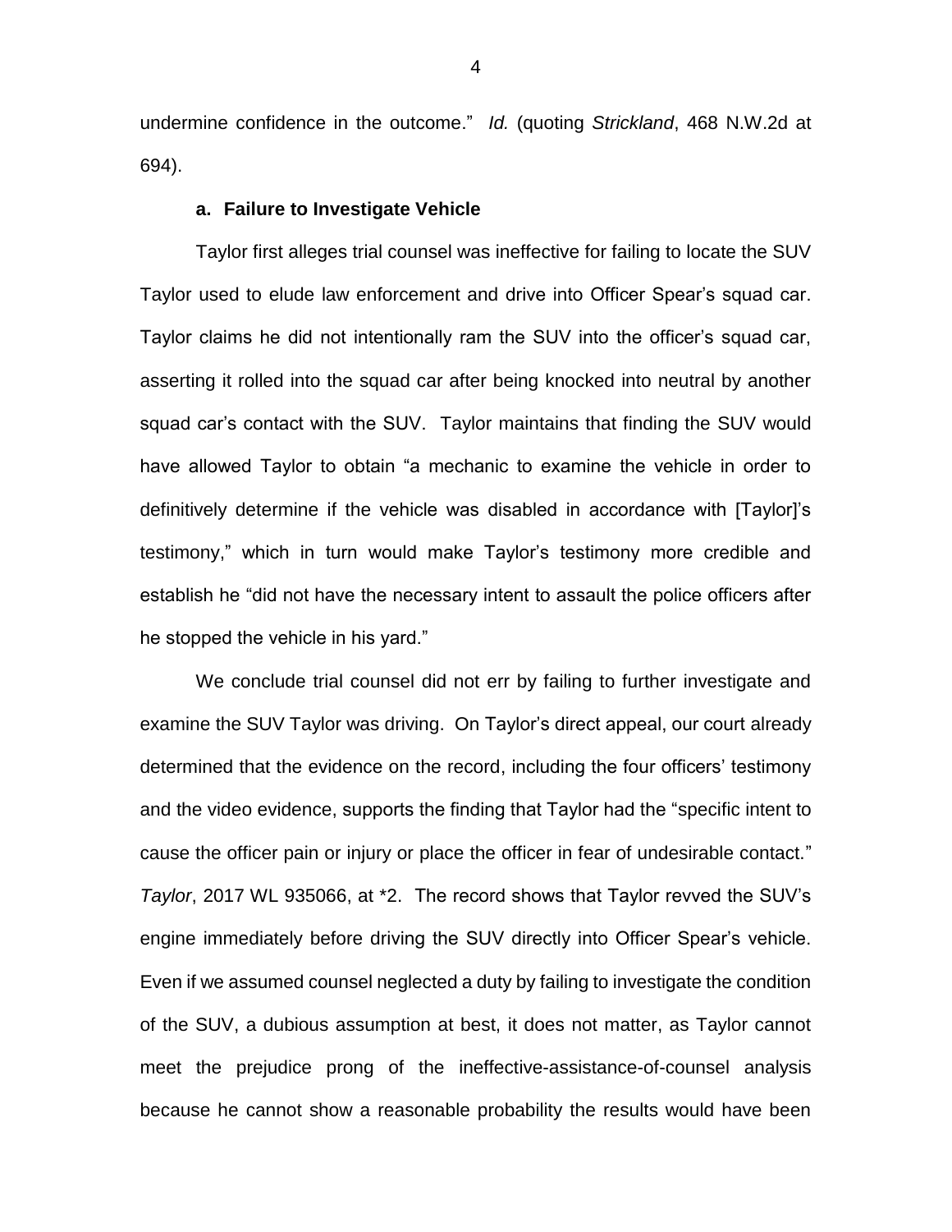undermine confidence in the outcome." *Id.* (quoting *Strickland*, 468 N.W.2d at 694).

**a. Failure to Investigate Vehicle**

Taylor first alleges trial counsel was ineffective for failing to locate the SUV Taylor used to elude law enforcement and drive into Officer Spear's squad car. Taylor claims he did not intentionally ram the SUV into the officer's squad car, asserting it rolled into the squad car after being knocked into neutral by another squad car's contact with the SUV. Taylor maintains that finding the SUV would have allowed Taylor to obtain "a mechanic to examine the vehicle in order to definitively determine if the vehicle was disabled in accordance with [Taylor]'s testimony," which in turn would make Taylor's testimony more credible and establish he "did not have the necessary intent to assault the police officers after he stopped the vehicle in his yard."

We conclude trial counsel did not err by failing to further investigate and examine the SUV Taylor was driving. On Taylor's direct appeal, our court already determined that the evidence on the record, including the four officers' testimony and the video evidence, supports the finding that Taylor had the "specific intent to cause the officer pain or injury or place the officer in fear of undesirable contact." *Taylor*, 2017 WL 935066, at *2. The record shows that Taylor revved the SUV's engine immediately before driving the SUV directly into Officer Spear's vehicle. Even if we assumed counsel neglected a duty by failing to investigate the condition of the SUV, a dubious assumption at best, it does not matter, as Taylor cannot meet the prejudice prong of the ineffective-assistance-of-counsel analysis because he cannot show a reasonable probability the results would have been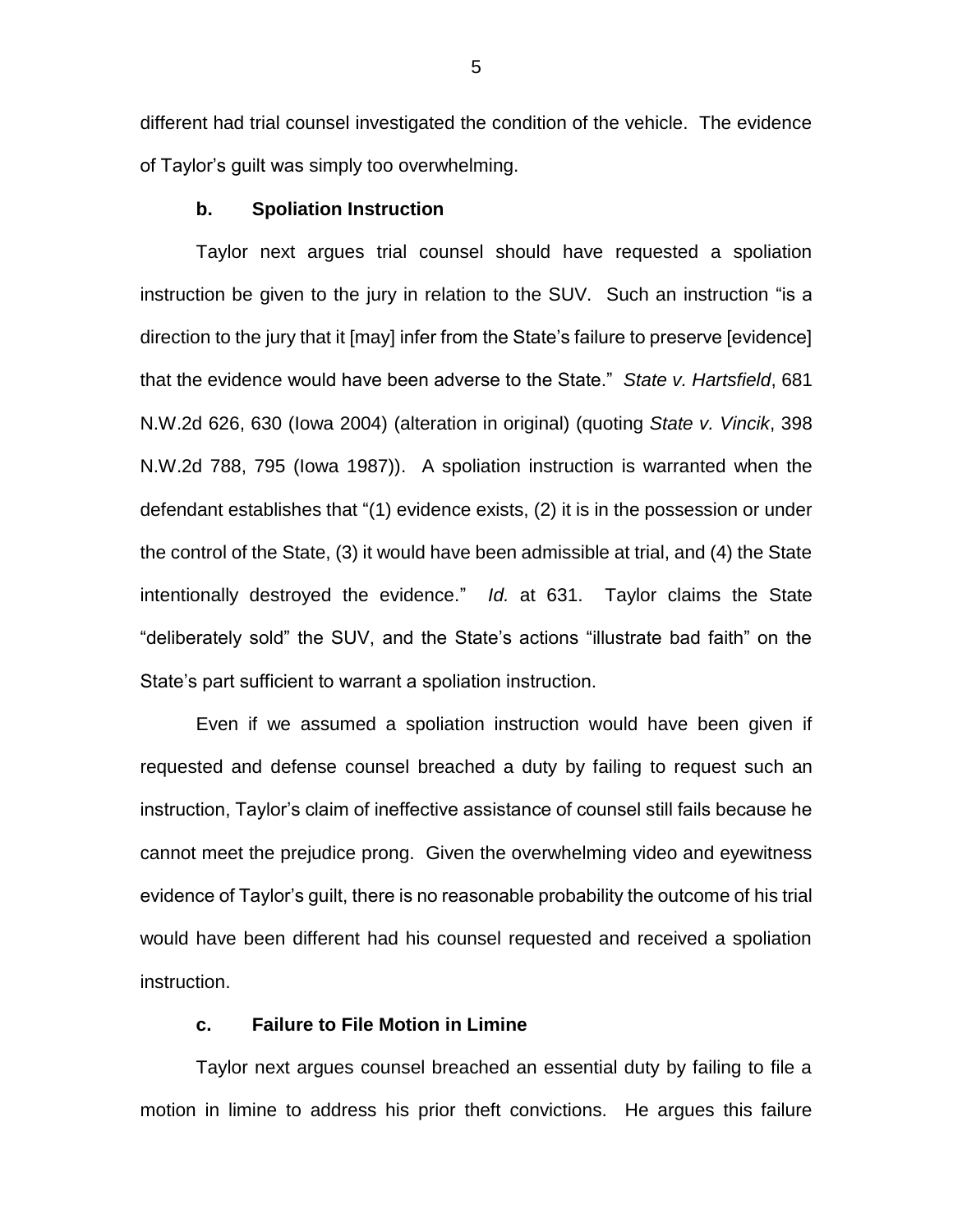different had trial counsel investigated the condition of the vehicle. The evidence of Taylor's guilt was simply too overwhelming.

#### b. Spoliation Instruction

Taylor next argues trial counsel should have requested a spoliation instruction be given to the jury in relation to the SUV. Such an instruction "is a direction to the jury that it [may] infer from the State's failure to preserve [evidence] that the evidence would have been adverse to the State." *State v. Hartsfield*, 681 N.W.2d 626, 630 (Iowa 2004) (alteration in original) (quoting *State v. Vincik*, 398 N.W.2d 788, 795 (Iowa 1987)). A spoliation instruction is warranted when the defendant establishes that "(1) evidence exists, (2) it is in the possession or under the control of the State, (3) it would have been admissible at trial, and (4) the State intentionally destroyed the evidence." *Id.* at 631. Taylor claims the State "deliberately sold" the SUV, and the State's actions "illustrate bad faith" on the State's part sufficient to warrant a spoliation instruction.

Even if we assumed a spoliation instruction would have been given if requested and defense counsel breached a duty by failing to request such an instruction, Taylor's claim of ineffective assistance of counsel still fails because he cannot meet the prejudice prong. Given the overwhelming video and eyewitness evidence of Taylor's guilt, there is no reasonable probability the outcome of his trial would have been different had his counsel requested and received a spoliation instruction.

#### c. Failure to File Motion in Limine

Taylor next argues counsel breached an essential duty by failing to file a motion in limine to address his prior theft convictions. He argues this failure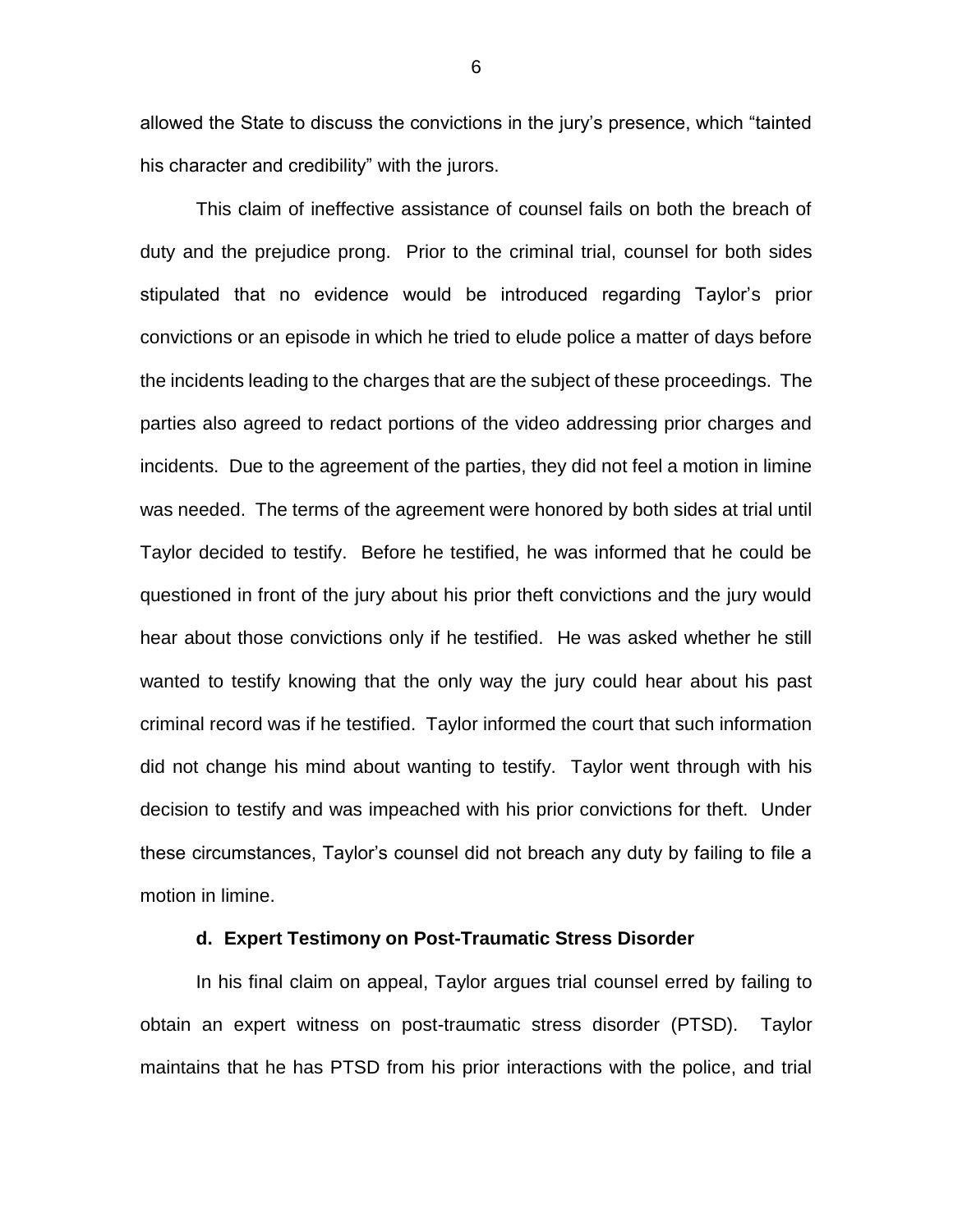allowed the State to discuss the convictions in the jury's presence, which "tainted his character and credibility" with the jurors.

This claim of ineffective assistance of counsel fails on both the breach of duty and the prejudice prong. Prior to the criminal trial, counsel for both sides stipulated that no evidence would be introduced regarding Taylor's prior convictions or an episode in which he tried to elude police a matter of days before the incidents leading to the charges that are the subject of these proceedings. The parties also agreed to redact portions of the video addressing prior charges and incidents. Due to the agreement of the parties, they did not feel a motion in limine was needed. The terms of the agreement were honored by both sides at trial until Taylor decided to testify. Before he testified, he was informed that he could be questioned in front of the jury about his prior theft convictions and the jury would hear about those convictions only if he testified. He was asked whether he still wanted to testify knowing that the only way the jury could hear about his past criminal record was if he testified. Taylor informed the court that such information did not change his mind about wanting to testify. Taylor went through with his decision to testify and was impeached with his prior convictions for theft. Under these circumstances, Taylor's counsel did not breach any duty by failing to file a motion in limine.

#### d. Expert Testimony on Post-Traumatic Stress Disorder

In his final claim on appeal, Taylor argues trial counsel erred by failing to obtain an expert witness on post-traumatic stress disorder (PTSD). Taylor maintains that he has PTSD from his prior interactions with the police, and trial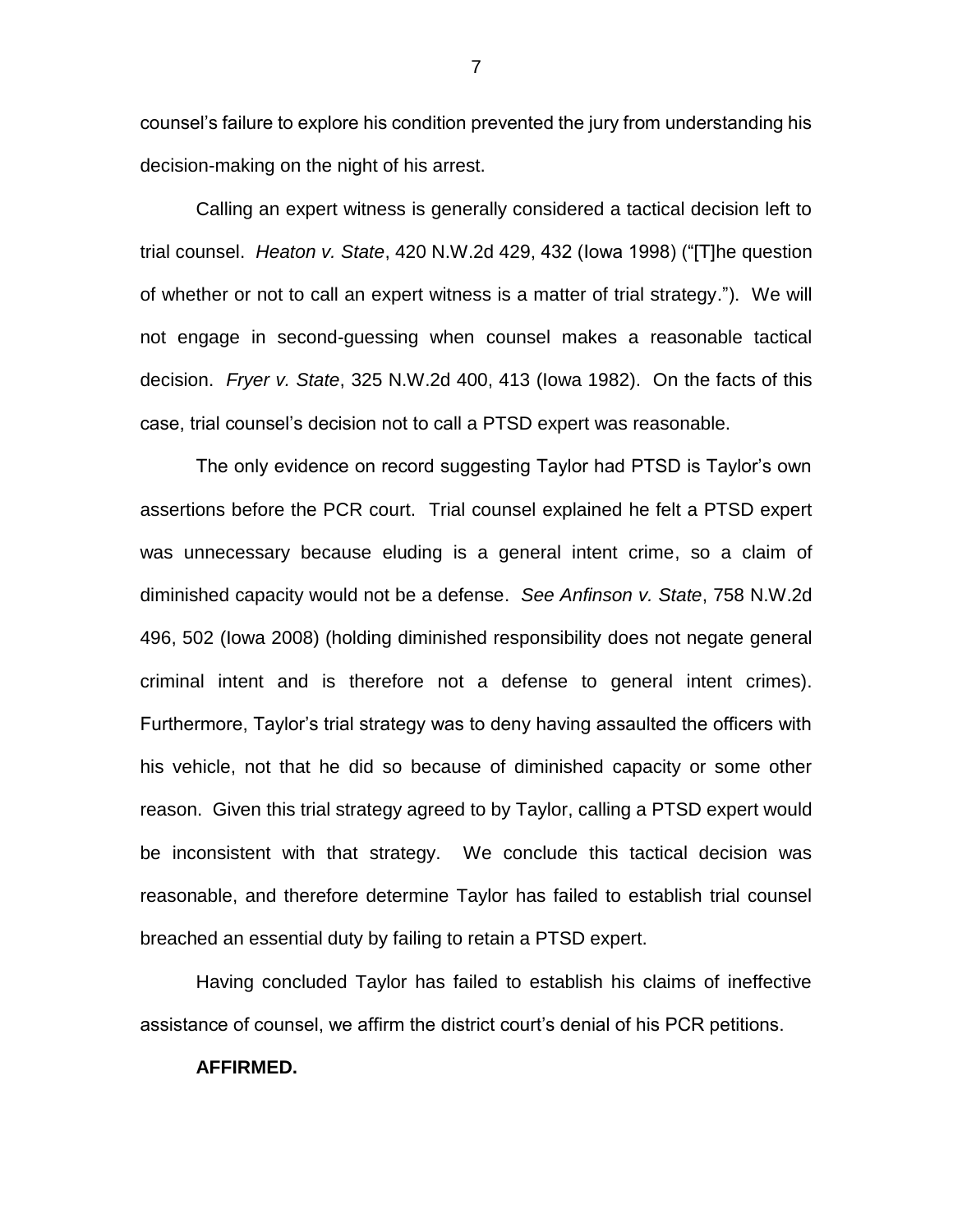counsel's failure to explore his condition prevented the jury from understanding his decision-making on the night of his arrest.

Calling an expert witness is generally considered a tactical decision left to trial counsel. *Heaton v. State*, 420 N.W.2d 429, 432 (Iowa 1998) ("[T]he question of whether or not to call an expert witness is a matter of trial strategy."). We will not engage in second-guessing when counsel makes a reasonable tactical decision. *Fryer v. State*, 325 N.W.2d 400, 413 (Iowa 1982). On the facts of this case, trial counsel's decision not to call a PTSD expert was reasonable.

The only evidence on record suggesting Taylor had PTSD is Taylor's own assertions before the PCR court. Trial counsel explained he felt a PTSD expert was unnecessary because eluding is a general intent crime, so a claim of diminished capacity would not be a defense. *See Anfinson v. State*, 758 N.W.2d 496, 502 (Iowa 2008) (holding diminished responsibility does not negate general criminal intent and is therefore not a defense to general intent crimes). Furthermore, Taylor's trial strategy was to deny having assaulted the officers with his vehicle, not that he did so because of diminished capacity or some other reason. Given this trial strategy agreed to by Taylor, calling a PTSD expert would be inconsistent with that strategy. We conclude this tactical decision was reasonable, and therefore determine Taylor has failed to establish trial counsel breached an essential duty by failing to retain a PTSD expert.

Having concluded Taylor has failed to establish his claims of ineffective assistance of counsel, we affirm the district court's denial of his PCR petitions.

**AFFIRMED.**